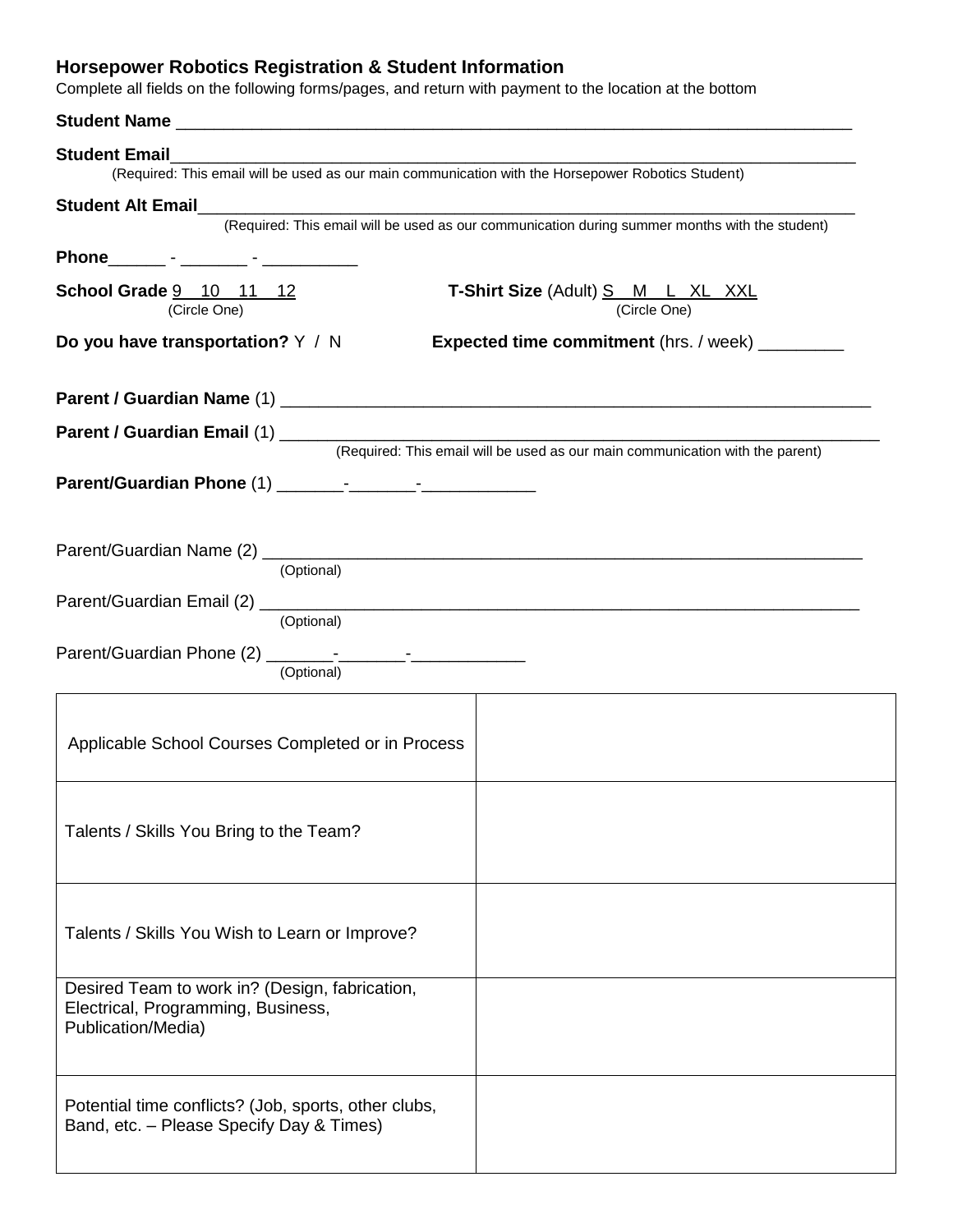## Horsepower Robotics Registration & Student Information

Complete all fields on the following forms/pages, and return with payment to the location at the bottom

**Student Name** ___________________________________________________________________________

**Student Email**___________________________________________________________________________

(Required: This email will be used as our main communication with the Horsepower Robotics Student)

**Student Alt Email**________________________________________________________________________

(Required: This email will be used as our communication during summer months with the student)

**Phone**______ - _______ - __________

**School Grade** 9 10 11 12 (Circle One)

**T-Shirt Size** (Adult) S M L XL XXL (Circle One)

**Do you have transportation?** Y / N

**Expected time commitment** (hrs. / week) _________

**Parent / Guardian Name** (1) _________________________________________________________________

**Parent / Guardian Email** (1) _________________________________________________________________

(Required: This email will be used as our main communication with the parent)

**Parent/Guardian Phone** (1) _______-_______-____________

Parent/Guardian Name (2) _________________________________________________________________

(Optional)

Parent/Guardian Email (2) _________________________________________________________________

(Optional)

Parent/Guardian Phone (2) _______-_______-____________

(Optional)

| | |
|---|---|
| Applicable School Courses Completed or in Process | |
| Talents / Skills You Bring to the Team? | |
| Talents / Skills You Wish to Learn or Improve? | |
| Desired Team to work in? (Design, fabrication, Electrical, Programming, Business, Publication/Media) | |
| Potential time conflicts? (Job, sports, other clubs, Band, etc. – Please Specify Day & Times) | |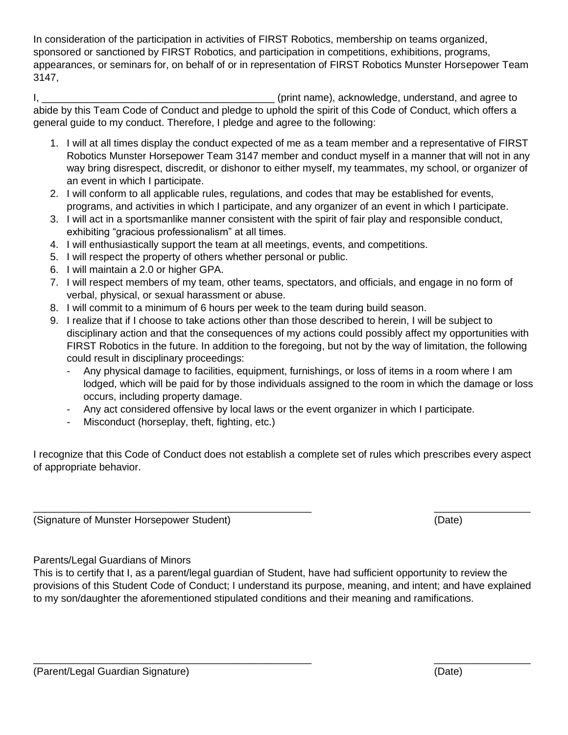In consideration of the participation in activities of FIRST Robotics, membership on teams organized, sponsored or sanctioned by FIRST Robotics, and participation in competitions, exhibitions, programs, appearances, or seminars for, on behalf of or in representation of FIRST Robotics Munster Horsepower Team 3147,

I, __________________________________________ (print name), acknowledge, understand, and agree to abide by this Team Code of Conduct and pledge to uphold the spirit of this Code of Conduct, which offers a general guide to my conduct. Therefore, I pledge and agree to the following:

1. I will at all times display the conduct expected of me as a team member and a representative of FIRST Robotics Munster Horsepower Team 3147 member and conduct myself in a manner that will not in any way bring disrespect, discredit, or dishonor to either myself, my teammates, my school, or organizer of an event in which I participate.
2. I will conform to all applicable rules, regulations, and codes that may be established for events, programs, and activities in which I participate, and any organizer of an event in which I participate.
3. I will act in a sportsmanlike manner consistent with the spirit of fair play and responsible conduct, exhibiting "gracious professionalism" at all times.
4. I will enthusiastically support the team at all meetings, events, and competitions.
5. I will respect the property of others whether personal or public.
6. I will maintain a 2.0 or higher GPA.
7. I will respect members of my team, other teams, spectators, and officials, and engage in no form of verbal, physical, or sexual harassment or abuse.
8. I will commit to a minimum of 6 hours per week to the team during build season.
9. I realize that if I choose to take actions other than those described to herein, I will be subject to disciplinary action and that the consequences of my actions could possibly affect my opportunities with FIRST Robotics in the future. In addition to the foregoing, but not by the way of limitation, the following could result in disciplinary proceedings:
   - Any physical damage to facilities, equipment, furnishings, or loss of items in a room where I am lodged, which will be paid for by those individuals assigned to the room in which the damage or loss occurs, including property damage.
   - Any act considered offensive by local laws or the event organizer in which I participate.
   - Misconduct (horseplay, theft, fighting, etc.)

I recognize that this Code of Conduct does not establish a complete set of rules which prescribes every aspect of appropriate behavior.

__________________________________________________ _________________

(Signature of Munster Horsepower Student) (Date)

Parents/Legal Guardians of Minors

This is to certify that I, as a parent/legal guardian of Student, have had sufficient opportunity to review the provisions of this Student Code of Conduct; I understand its purpose, meaning, and intent; and have explained to my son/daughter the aforementioned stipulated conditions and their meaning and ramifications.

__________________________________________________ _________________

(Parent/Legal Guardian Signature) (Date)